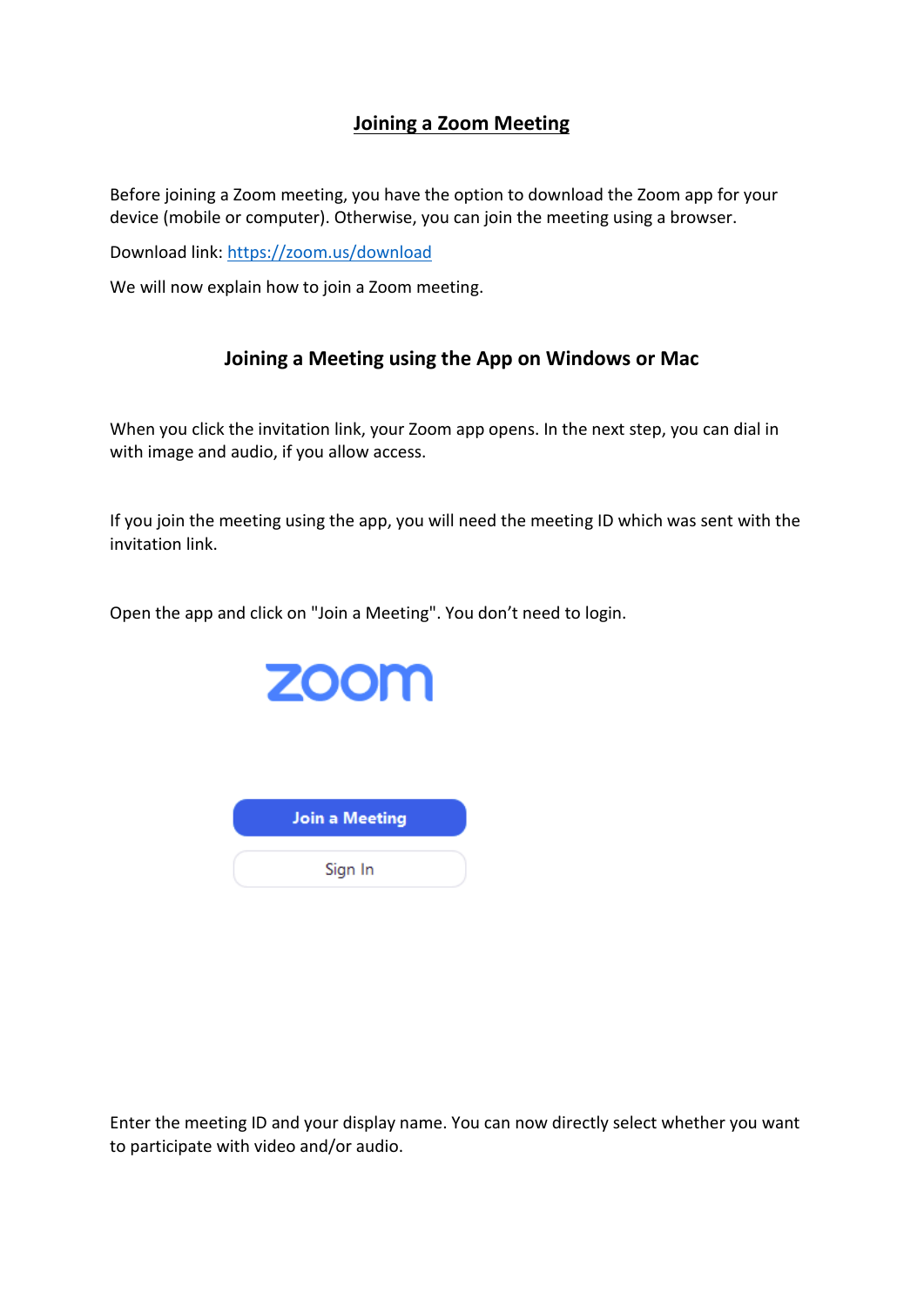# Joining a Zoom Meeting

Before joining a Zoom meeting, you have the option to download the Zoom app for your device (mobile or computer). Otherwise, you can join the meeting using a browser.

Download link: https://zoom.us/download

We will now explain how to join a Zoom meeting.

## Joining a Meeting using the App on Windows or Mac

When you click the invitation link, your Zoom app opens. In the next step, you can dial in with image and audio, if you allow access.

If you join the meeting using the app, you will need the meeting ID which was sent with the invitation link.

Open the app and click on "Join a Meeting". You don't need to login.

zoom

Join a Meeting

Sign In

Enter the meeting ID and your display name. You can now directly select whether you want to participate with video and/or audio.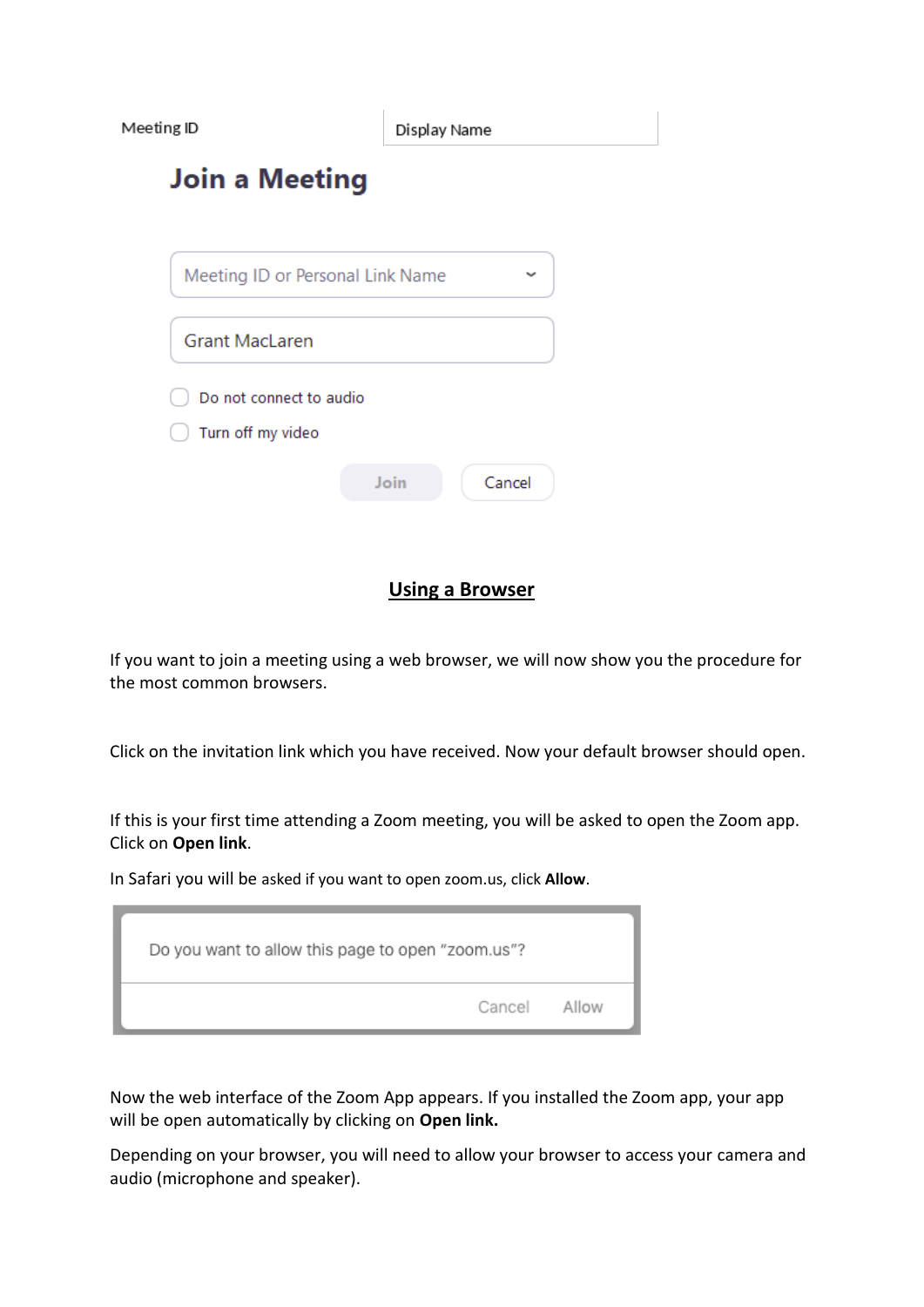Meeting ID

Display Name

**Join a Meeting**

Meeting ID or Personal Link Name

Grant MacLaren

Do not connect to audio

Turn off my video

Join Cancel

## **Using a Browser**

If you want to join a meeting using a web browser, we will now show you the procedure for the most common browsers.

Click on the invitation link which you have received. Now your default browser should open.

If this is your first time attending a Zoom meeting, you will be asked to open the Zoom app. Click on **Open link**.

In Safari you will be asked if you want to open zoom.us, click **Allow**.

Do you want to allow this page to open "zoom.us"?

Cancel Allow

Now the web interface of the Zoom App appears. If you installed the Zoom app, your app will be open automatically by clicking on **Open link.**

Depending on your browser, you will need to allow your browser to access your camera and audio (microphone and speaker).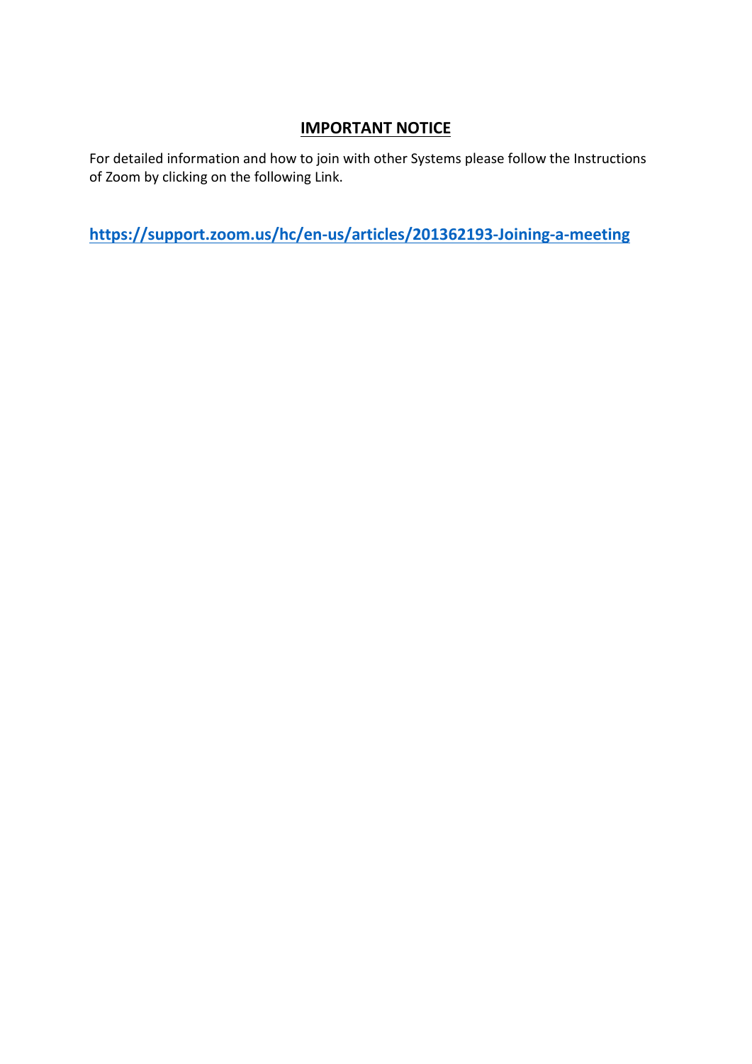## IMPORTANT NOTICE

For detailed information and how to join with other Systems please follow the Instructions of Zoom by clicking on the following Link.

**https://support.zoom.us/hc/en-us/articles/201362193-Joining-a-meeting**